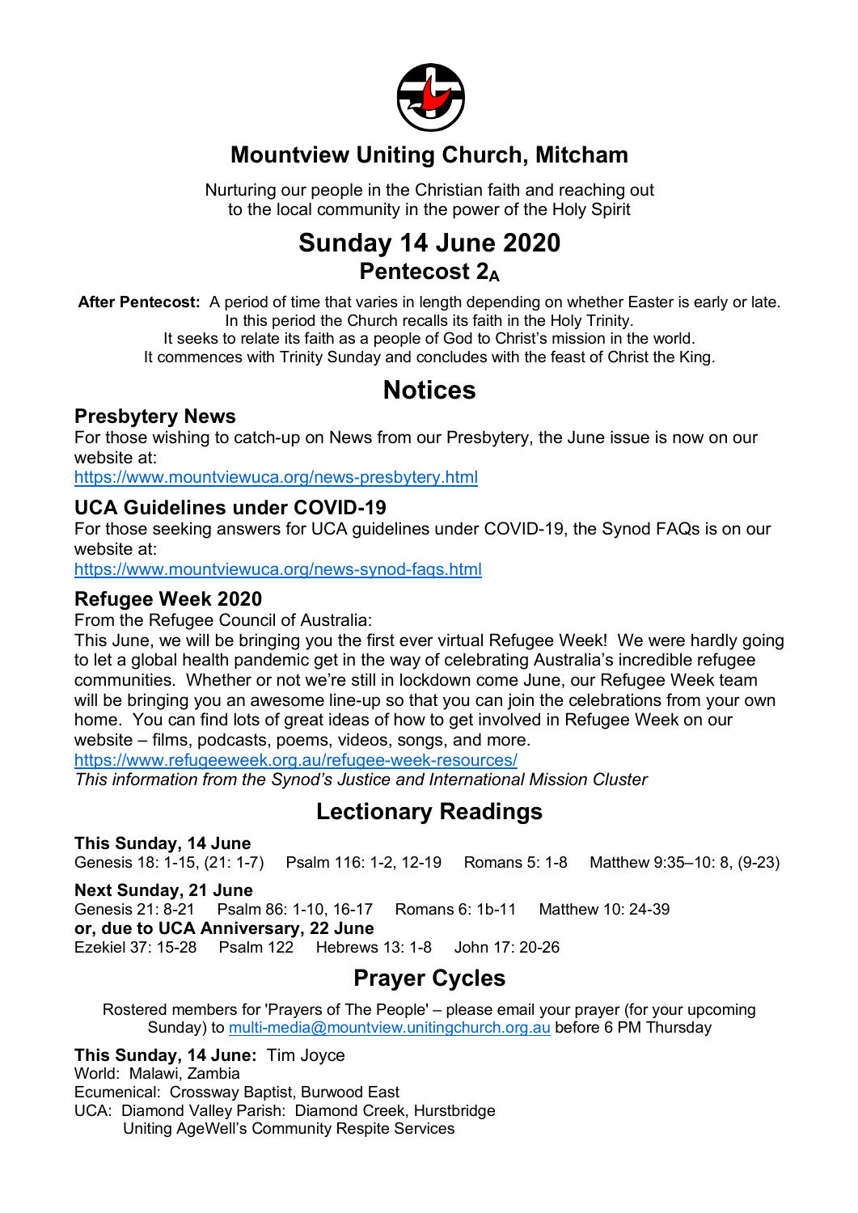# Mountview Uniting Church, Mitcham

Nurturing our people in the Christian faith and reaching out
to the local community in the power of the Holy Spirit

# Sunday 14 June 2020

## Pentecost $2_A$

**After Pentecost:** A period of time that varies in length depending on whether Easter is early or late. In this period the Church recalls its faith in the Holy Trinity. It seeks to relate its faith as a people of God to Christ's mission in the world. It commences with Trinity Sunday and concludes with the feast of Christ the King.

# Notices

### Presbytery News

For those wishing to catch-up on News from our Presbytery, the June issue is now on our website at:
https://www.mountviewuca.org/news-presbytery.html

### UCA Guidelines under COVID-19

For those seeking answers for UCA guidelines under COVID-19, the Synod FAQs is on our website at:
https://www.mountviewuca.org/news-synod-faqs.html

### Refugee Week 2020

From the Refugee Council of Australia:
This June, we will be bringing you the first ever virtual Refugee Week! We were hardly going to let a global health pandemic get in the way of celebrating Australia's incredible refugee communities. Whether or not we're still in lockdown come June, our Refugee Week team will be bringing you an awesome line-up so that you can join the celebrations from your own home. You can find lots of great ideas of how to get involved in Refugee Week on our website – films, podcasts, poems, videos, songs, and more.
https://www.refugeeweek.org.au/refugee-week-resources/
*This information from the Synod's Justice and International Mission Cluster*

## Lectionary Readings

**This Sunday, 14 June**
Genesis 18: 1-15, (21: 1-7) Psalm 116: 1-2, 12-19 Romans 5: 1-8 Matthew 9:35–10: 8, (9-23)

**Next Sunday, 21 June**
Genesis 21: 8-21 Psalm 86: 1-10, 16-17 Romans 6: 1b-11 Matthew 10: 24-39
**or, due to UCA Anniversary, 22 June**
Ezekiel 37: 15-28 Psalm 122 Hebrews 13: 1-8 John 17: 20-26

## Prayer Cycles

Rostered members for 'Prayers of The People' – please email your prayer (for your upcoming Sunday) to multi-media@mountview.unitingchurch.org.au before 6 PM Thursday

**This Sunday, 14 June:** Tim Joyce
World: Malawi, Zambia
Ecumenical: Crossway Baptist, Burwood East
UCA: Diamond Valley Parish: Diamond Creek, Hurstbridge
Uniting AgeWell's Community Respite Services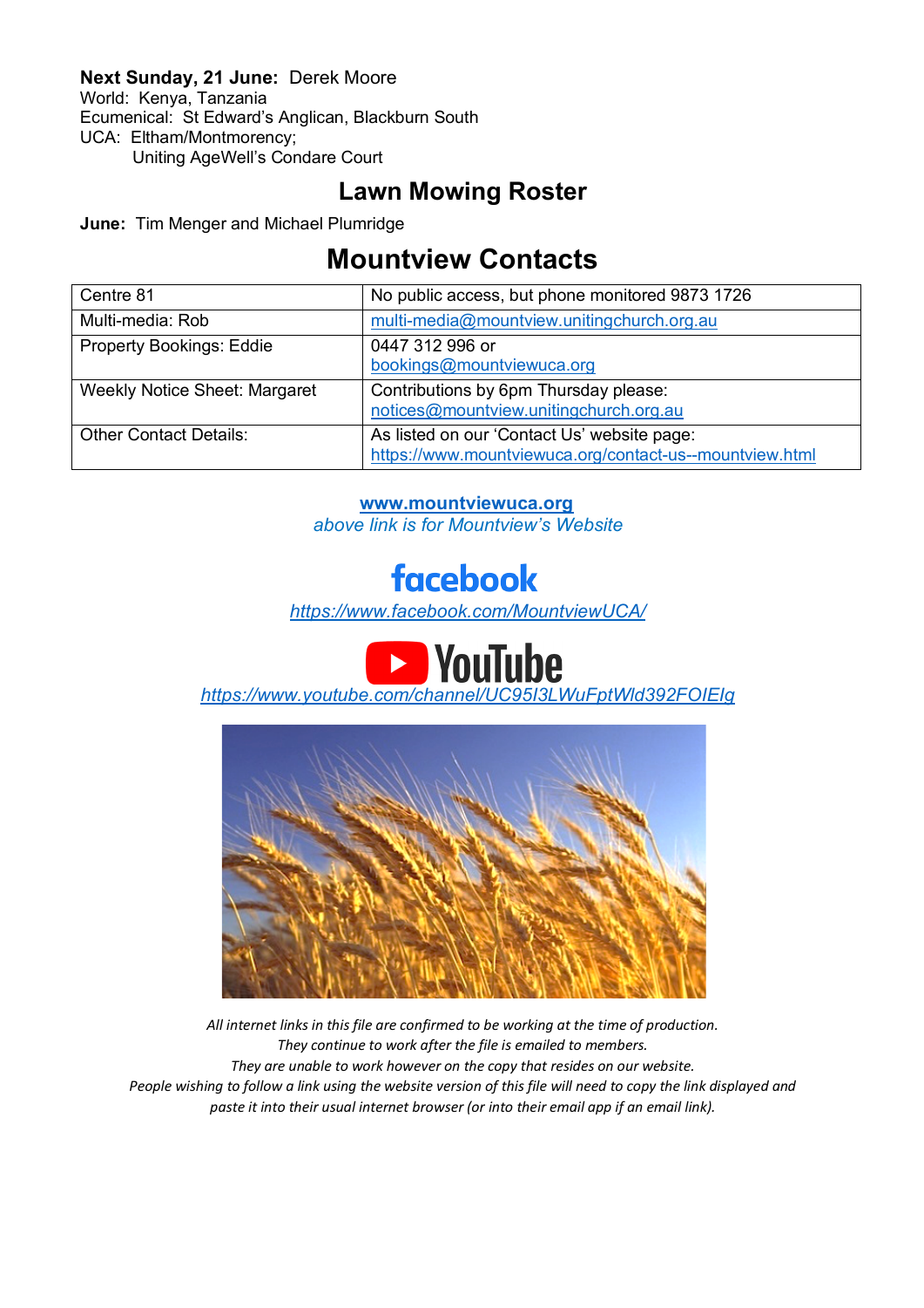**Next Sunday, 21 June:** Derek Moore
World: Kenya, Tanzania
Ecumenical: St Edward's Anglican, Blackburn South
UCA: Eltham/Montmorency;
Uniting AgeWell's Condare Court

## Lawn Mowing Roster

**June:** Tim Menger and Michael Plumridge

## Mountview Contacts

| | |
|---|---|
| Centre 81 | No public access, but phone monitored 9873 1726 |
| Multi-media: Rob | multi-media@mountview.unitingchurch.org.au |
| Property Bookings: Eddie | 0447 312 996 or bookings@mountviewuca.org |
| Weekly Notice Sheet: Margaret | Contributions by 6pm Thursday please: notices@mountview.unitingchurch.org.au |
| Other Contact Details: | As listed on our 'Contact Us' website page: https://www.mountviewuca.org/contact-us--mountview.html |

**www.mountviewuca.org**
*above link is for Mountview's Website*

facebook
*https://www.facebook.com/MountviewUCA/*

YouTube
*https://www.youtube.com/channel/UC95I3LWuFptWId392FOIEIg*

*All internet links in this file are confirmed to be working at the time of production.*
*They continue to work after the file is emailed to members.*
*They are unable to work however on the copy that resides on our website.*
*People wishing to follow a link using the website version of this file will need to copy the link displayed and paste it into their usual internet browser (or into their email app if an email link).*